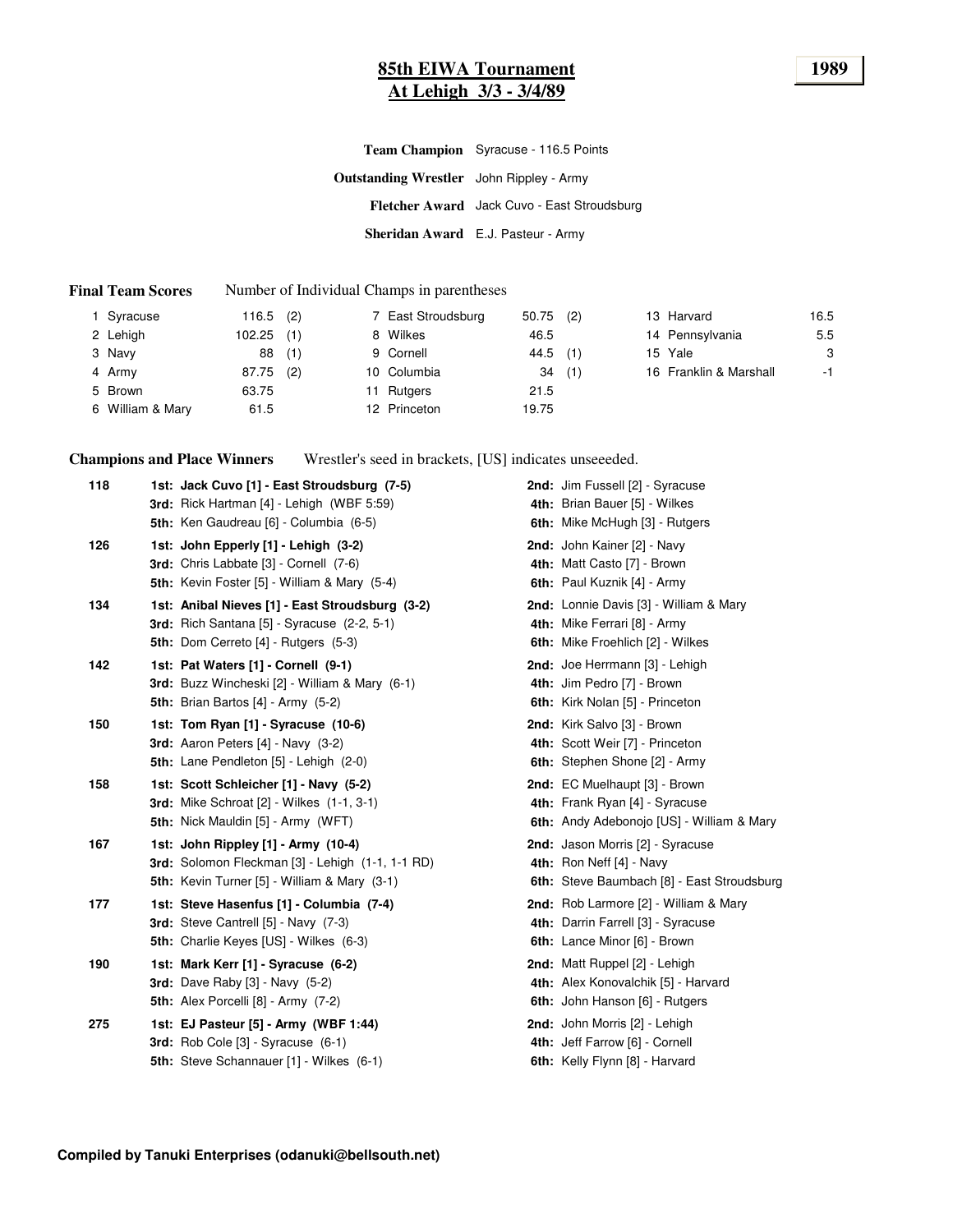# 85th EIWA Tournament
## At Lehigh 3/3 - 3/4/89

**1989**

**Team Champion** Syracuse - 116.5 Points

**Outstanding Wrestler** John Rippley - Army

**Fletcher Award** Jack Cuvo - East Stroudsburg

**Sheridan Award** E.J. Pasteur - Army

**Final Team Scores** Number of Individual Champs in parentheses

| Rank | Team | Points | Champs |
|---|---|---|---|
| 1 | Syracuse | 116.5 | (2) |
| 2 | Lehigh | 102.25 | (1) |
| 3 | Navy | 88 | (1) |
| 4 | Army | 87.75 | (2) |
| 5 | Brown | 63.75 | |
| 6 | William & Mary | 61.5 | |
| 7 | East Stroudsburg | 50.75 | (2) |
| 8 | Wilkes | 46.5 | |
| 9 | Cornell | 44.5 | (1) |
| 10 | Columbia | 34 | (1) |
| 11 | Rutgers | 21.5 | |
| 12 | Princeton | 19.75 | |
| 13 | Harvard | 16.5 | |
| 14 | Pennsylvania | 5.5 | |
| 15 | Yale | 3 | |
| 16 | Franklin & Marshall | -1 | |

**Champions and Place Winners** Wrestler's seed in brackets, [US] indicates unseeeded.

**118**
- **1st: Jack Cuvo [1] - East Stroudsburg (7-5)**
- **2nd:** Jim Fussell [2] - Syracuse
- **3rd:** Rick Hartman [4] - Lehigh (WBF 5:59)
- **4th:** Brian Bauer [5] - Wilkes
- **5th:** Ken Gaudreau [6] - Columbia (6-5)
- **6th:** Mike McHugh [3] - Rutgers

**126**
- **1st: John Epperly [1] - Lehigh (3-2)**
- **2nd:** John Kainer [2] - Navy
- **3rd:** Chris Labbate [3] - Cornell (7-6)
- **4th:** Matt Casto [7] - Brown
- **5th:** Kevin Foster [5] - William & Mary (5-4)
- **6th:** Paul Kuznik [4] - Army

**134**
- **1st: Anibal Nieves [1] - East Stroudsburg (3-2)**
- **2nd:** Lonnie Davis [3] - William & Mary
- **3rd:** Rich Santana [5] - Syracuse (2-2, 5-1)
- **4th:** Mike Ferrari [8] - Army
- **5th:** Dom Cerreto [4] - Rutgers (5-3)
- **6th:** Mike Froehlich [2] - Wilkes

**142**
- **1st: Pat Waters [1] - Cornell (9-1)**
- **2nd:** Joe Herrmann [3] - Lehigh
- **3rd:** Buzz Wincheski [2] - William & Mary (6-1)
- **4th:** Jim Pedro [7] - Brown
- **5th:** Brian Bartos [4] - Army (5-2)
- **6th:** Kirk Nolan [5] - Princeton

**150**
- **1st: Tom Ryan [1] - Syracuse (10-6)**
- **2nd:** Kirk Salvo [3] - Brown
- **3rd:** Aaron Peters [4] - Navy (3-2)
- **4th:** Scott Weir [7] - Princeton
- **5th:** Lane Pendleton [5] - Lehigh (2-0)
- **6th:** Stephen Shone [2] - Army

**158**
- **1st: Scott Schleicher [1] - Navy (5-2)**
- **2nd:** EC Muelhaupt [3] - Brown
- **3rd:** Mike Schroat [2] - Wilkes (1-1, 3-1)
- **4th:** Frank Ryan [4] - Syracuse
- **5th:** Nick Mauldin [5] - Army (WFT)
- **6th:** Andy Adebonojo [US] - William & Mary

**167**
- **1st: John Rippley [1] - Army (10-4)**
- **2nd:** Jason Morris [2] - Syracuse
- **3rd:** Solomon Fleckman [3] - Lehigh (1-1, 1-1 RD)
- **4th:** Ron Neff [4] - Navy
- **5th:** Kevin Turner [5] - William & Mary (3-1)
- **6th:** Steve Baumbach [8] - East Stroudsburg

**177**
- **1st: Steve Hasenfus [1] - Columbia (7-4)**
- **2nd:** Rob Larmore [2] - William & Mary
- **3rd:** Steve Cantrell [5] - Navy (7-3)
- **4th:** Darrin Farrell [3] - Syracuse
- **5th:** Charlie Keyes [US] - Wilkes (6-3)
- **6th:** Lance Minor [6] - Brown

**190**
- **1st: Mark Kerr [1] - Syracuse (6-2)**
- **2nd:** Matt Ruppel [2] - Lehigh
- **3rd:** Dave Raby [3] - Navy (5-2)
- **4th:** Alex Konovalchik [5] - Harvard
- **5th:** Alex Porcelli [8] - Army (7-2)
- **6th:** John Hanson [6] - Rutgers

**275**
- **1st: EJ Pasteur [5] - Army (WBF 1:44)**
- **2nd:** John Morris [2] - Lehigh
- **3rd:** Rob Cole [3] - Syracuse (6-1)
- **4th:** Jeff Farrow [6] - Cornell
- **5th:** Steve Schannauer [1] - Wilkes (6-1)
- **6th:** Kelly Flynn [8] - Harvard

**Compiled by Tanuki Enterprises (odanuki@bellsouth.net)**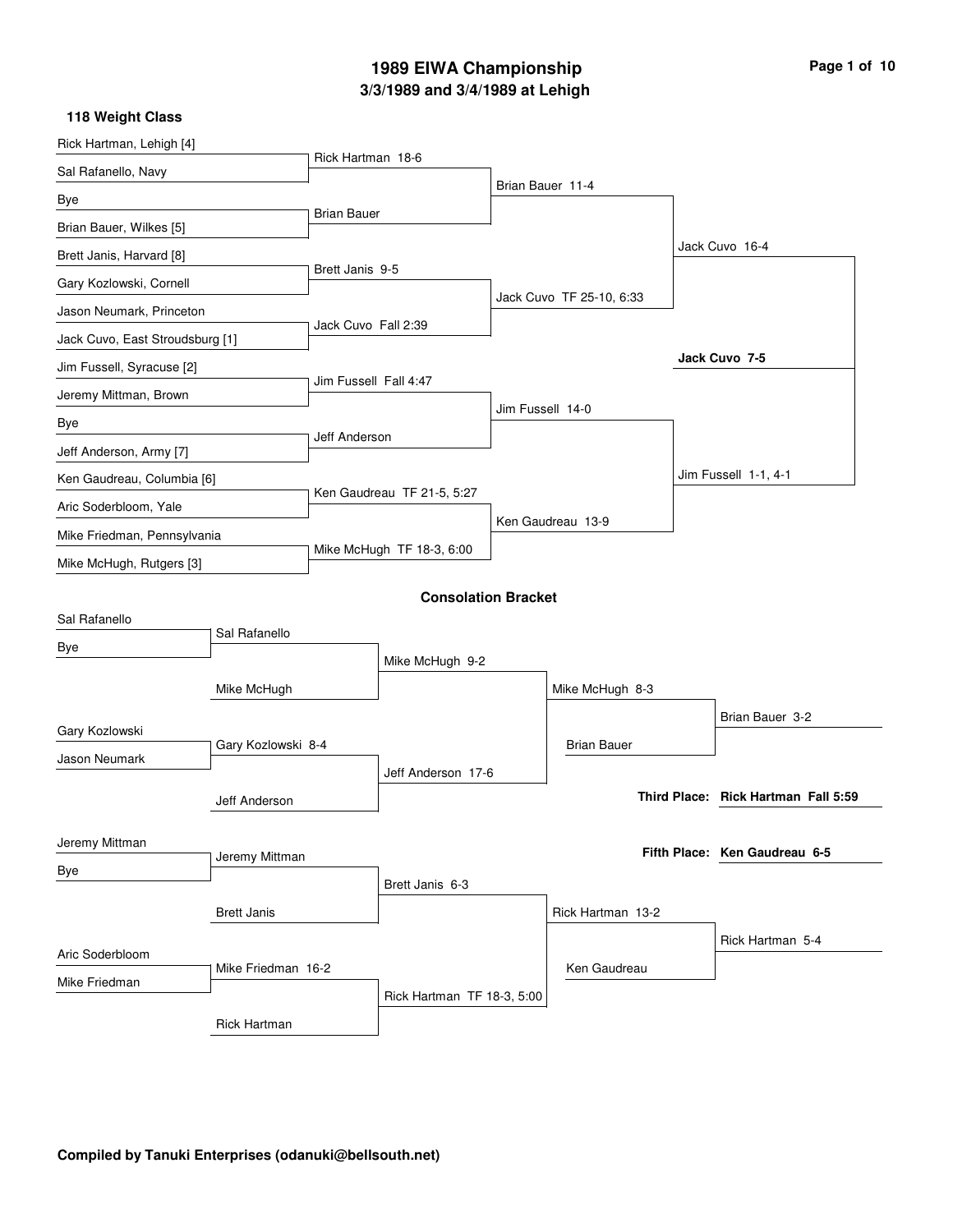# 1989 EIWA Championship

## 3/3/1989 and 3/4/1989 at Lehigh

### 118 Weight Class

#### Championship Bracket

**First Round**

| Wrestler | Wrestler | Winner |
|---|---|---|
| Rick Hartman, Lehigh [4] | Sal Rafanello, Navy | Rick Hartman 18-6 |
| Bye | Brian Bauer, Wilkes [5] | Brian Bauer |
| Brett Janis, Harvard [8] | Gary Kozlowski, Cornell | Brett Janis 9-5 |
| Jason Neumark, Princeton | Jack Cuvo, East Stroudsburg [1] | Jack Cuvo Fall 2:39 |
| Jim Fussell, Syracuse [2] | Jeremy Mittman, Brown | Jim Fussell Fall 4:47 |
| Bye | Jeff Anderson, Army [7] | Jeff Anderson |
| Ken Gaudreau, Columbia [6] | Aric Soderbloom, Yale | Ken Gaudreau TF 21-5, 5:27 |
| Mike Friedman, Pennsylvania | Mike McHugh, Rutgers [3] | Mike McHugh TF 18-3, 6:00 |

**Quarterfinals**

- Brian Bauer 11-4
- Jack Cuvo TF 25-10, 6:33
- Jim Fussell 14-0
- Ken Gaudreau 13-9

**Semifinals**

- Jack Cuvo 16-4
- Jim Fussell 1-1, 4-1

**Final**

- **Jack Cuvo 7-5**

#### Consolation Bracket

**First Round**

- Sal Rafanello vs. Bye: Sal Rafanello
- Gary Kozlowski vs. Jason Neumark: Gary Kozlowski 8-4
- Jeremy Mittman vs. Bye: Jeremy Mittman
- Aric Soderbloom vs. Mike Friedman: Mike Friedman 16-2

**Second Round**

- Sal Rafanello vs. Mike McHugh: Mike McHugh 9-2
- Gary Kozlowski vs. Jeff Anderson: Jeff Anderson 17-6
- Jeremy Mittman vs. Brett Janis: Brett Janis 6-3
- Mike Friedman vs. Rick Hartman: Rick Hartman TF 18-3, 5:00

**Third Round**

- Mike McHugh vs. Jeff Anderson: Mike McHugh 8-3
- Brett Janis vs. Rick Hartman: Rick Hartman 13-2

**Consolation Semifinals**

- Mike McHugh vs. Brian Bauer: Brian Bauer 3-2
- Rick Hartman vs. Ken Gaudreau: Rick Hartman 5-4

**Third Place: Rick Hartman Fall 5:59**

**Fifth Place: Ken Gaudreau 6-5**

**Compiled by Tanuki Enterprises (odanuki@bellsouth.net)**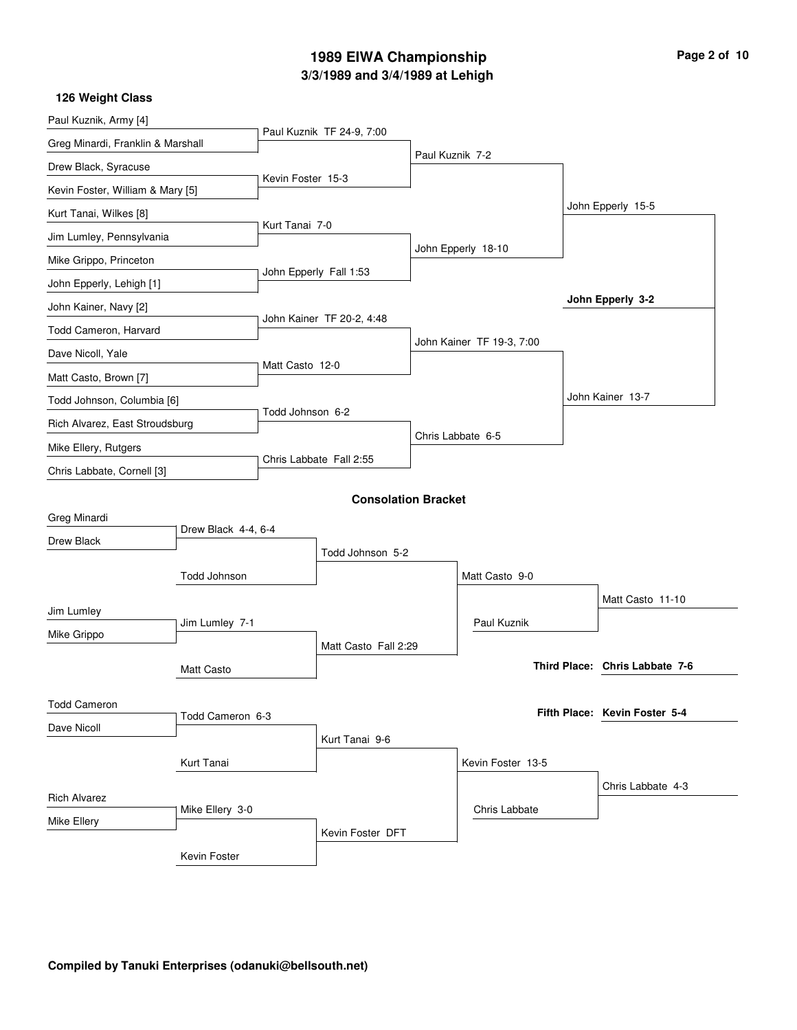# 1989 EIWA Championship

## 3/3/1989 and 3/4/1989 at Lehigh

### 126 Weight Class

**Championship Bracket**

First Round:
- Paul Kuznik, Army [4] vs Greg Minardi, Franklin & Marshall — Paul Kuznik TF 24-9, 7:00
- Drew Black, Syracuse vs Kevin Foster, William & Mary [5] — Kevin Foster 15-3
- Kurt Tanai, Wilkes [8] vs Jim Lumley, Pennsylvania — Kurt Tanai 7-0
- Mike Grippo, Princeton vs John Epperly, Lehigh [1] — John Epperly Fall 1:53
- John Kainer, Navy [2] vs Todd Cameron, Harvard — John Kainer TF 20-2, 4:48
- Dave Nicoll, Yale vs Matt Casto, Brown [7] — Matt Casto 12-0
- Todd Johnson, Columbia [6] vs Rich Alvarez, East Stroudsburg — Todd Johnson 6-2
- Mike Ellery, Rutgers vs Chris Labbate, Cornell [3] — Chris Labbate Fall 2:55

Quarterfinals:
- Paul Kuznik 7-2
- John Epperly 18-10
- John Kainer TF 19-3, 7:00
- Chris Labbate 6-5

Semifinals:
- John Epperly 15-5
- John Kainer 13-7

Final:
- **John Epperly 3-2**

### Consolation Bracket

- Greg Minardi vs Drew Black — Drew Black 4-4, 6-4
- Drew Black vs Todd Johnson — Todd Johnson 5-2
- Jim Lumley vs Mike Grippo — Jim Lumley 7-1
- Jim Lumley vs Matt Casto — Matt Casto Fall 2:29
- Todd Johnson vs Matt Casto — Matt Casto 9-0
- Matt Casto vs Paul Kuznik — Matt Casto 11-10
- Todd Cameron vs Dave Nicoll — Todd Cameron 6-3
- Todd Cameron vs Kurt Tanai — Kurt Tanai 9-6
- Rich Alvarez vs Mike Ellery — Mike Ellery 3-0
- Mike Ellery vs Kevin Foster — Kevin Foster DFT
- Kurt Tanai vs Kevin Foster — Kevin Foster 13-5
- Kevin Foster vs Chris Labbate — Chris Labbate 4-3

**Third Place: Chris Labbate 7-6**

**Fifth Place: Kevin Foster 5-4**

**Compiled by Tanuki Enterprises (odanuki@bellsouth.net)**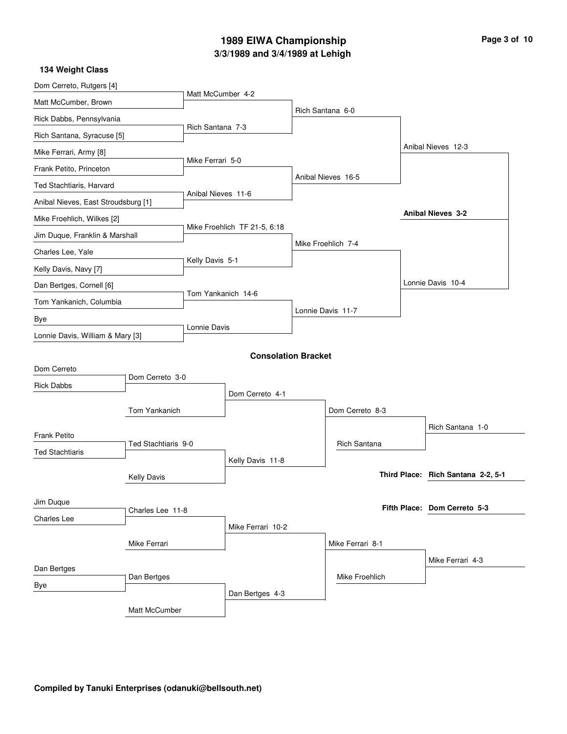# 1989 EIWA Championship

## 3/3/1989 and 3/4/1989 at Lehigh

### 134 Weight Class

**Championship Bracket**

First Round:

- Dom Cerreto, Rutgers [4] vs. Matt McCumber, Brown — Matt McCumber 4-2
- Rick Dabbs, Pennsylvania vs. Rich Santana, Syracuse [5] — Rich Santana 7-3
- Mike Ferrari, Army [8] vs. Frank Petito, Princeton — Mike Ferrari 5-0
- Ted Stachtiaris, Harvard vs. Anibal Nieves, East Stroudsburg [1] — Anibal Nieves 11-6
- Mike Froehlich, Wilkes [2] vs. Jim Duque, Franklin & Marshall — Mike Froehlich TF 21-5, 6:18
- Charles Lee, Yale vs. Kelly Davis, Navy [7] — Kelly Davis 5-1
- Dan Bertges, Cornell [6] vs. Tom Yankanich, Columbia — Tom Yankanich 14-6
- Bye vs. Lonnie Davis, William & Mary [3] — Lonnie Davis

Quarterfinals:

- Rich Santana 6-0
- Anibal Nieves 16-5
- Mike Froehlich 7-4
- Lonnie Davis 11-7

Semifinals:

- Anibal Nieves 12-3
- Lonnie Davis 10-4

Final:

- **Anibal Nieves 3-2**

### Consolation Bracket

- Dom Cerreto vs. Rick Dabbs — Dom Cerreto 3-0
- Dom Cerreto vs. Tom Yankanich — Dom Cerreto 4-1
- Frank Petito vs. Ted Stachtiaris — Ted Stachtiaris 9-0
- Ted Stachtiaris vs. Kelly Davis — Kelly Davis 11-8
- Dom Cerreto vs. Kelly Davis — Dom Cerreto 8-3
- Dom Cerreto vs. Rich Santana — Rich Santana 1-0
- Jim Duque vs. Charles Lee — Charles Lee 11-8
- Charles Lee vs. Mike Ferrari — Mike Ferrari 10-2
- Dan Bertges vs. Bye — Dan Bertges
- Dan Bertges vs. Matt McCumber — Dan Bertges 4-3
- Mike Ferrari vs. Dan Bertges — Mike Ferrari 8-1
- Mike Ferrari vs. Mike Froehlich — Mike Ferrari 4-3

**Third Place: Rich Santana 2-2, 5-1**

**Fifth Place: Dom Cerreto 5-3**

**Compiled by Tanuki Enterprises (odanuki@bellsouth.net)**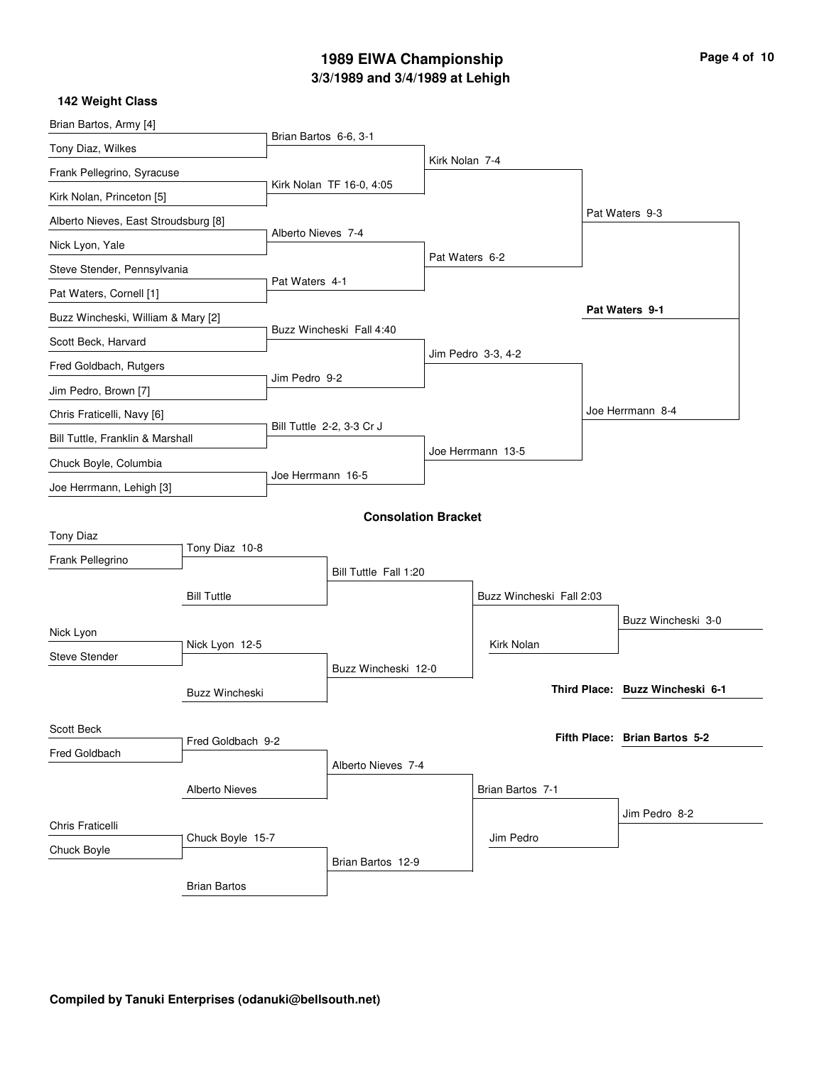# 1989 EIWA Championship

## 3/3/1989 and 3/4/1989 at Lehigh

### 142 Weight Class

**Championship Bracket**

First Round:

- Brian Bartos, Army [4] vs. Tony Diaz, Wilkes — Brian Bartos 6-6, 3-1
- Frank Pellegrino, Syracuse vs. Kirk Nolan, Princeton [5] — Kirk Nolan TF 16-0, 4:05
- Alberto Nieves, East Stroudsburg [8] vs. Nick Lyon, Yale — Alberto Nieves 7-4
- Steve Stender, Pennsylvania vs. Pat Waters, Cornell [1] — Pat Waters 4-1
- Buzz Wincheski, William & Mary [2] vs. Scott Beck, Harvard — Buzz Wincheski Fall 4:40
- Fred Goldbach, Rutgers vs. Jim Pedro, Brown [7] — Jim Pedro 9-2
- Chris Fraticelli, Navy [6] vs. Bill Tuttle, Franklin & Marshall — Bill Tuttle 2-2, 3-3 Cr J
- Chuck Boyle, Columbia vs. Joe Herrmann, Lehigh [3] — Joe Herrmann 16-5

Quarterfinals:

- Kirk Nolan 7-4
- Pat Waters 6-2
- Jim Pedro 3-3, 4-2
- Joe Herrmann 13-5

Semifinals:

- Pat Waters 9-3
- Joe Herrmann 8-4

Final:

- **Pat Waters 9-1**

## Consolation Bracket

- Tony Diaz vs. Frank Pellegrino — Tony Diaz 10-8
- Bill Tuttle vs. Tony Diaz — Bill Tuttle Fall 1:20
- Nick Lyon vs. Steve Stender — Nick Lyon 12-5
- Buzz Wincheski vs. Nick Lyon — Buzz Wincheski 12-0
- Bill Tuttle vs. Buzz Wincheski — Buzz Wincheski Fall 2:03
- Kirk Nolan vs. Buzz Wincheski — Buzz Wincheski 3-0
- Scott Beck vs. Fred Goldbach — Fred Goldbach 9-2
- Alberto Nieves vs. Fred Goldbach — Alberto Nieves 7-4
- Chris Fraticelli vs. Chuck Boyle — Chuck Boyle 15-7
- Brian Bartos vs. Chuck Boyle — Brian Bartos 12-9
- Alberto Nieves vs. Brian Bartos — Brian Bartos 7-1
- Jim Pedro vs. Brian Bartos — Jim Pedro 8-2

**Third Place: Buzz Wincheski 6-1**

**Fifth Place: Brian Bartos 5-2**

**Compiled by Tanuki Enterprises (odanuki@bellsouth.net)**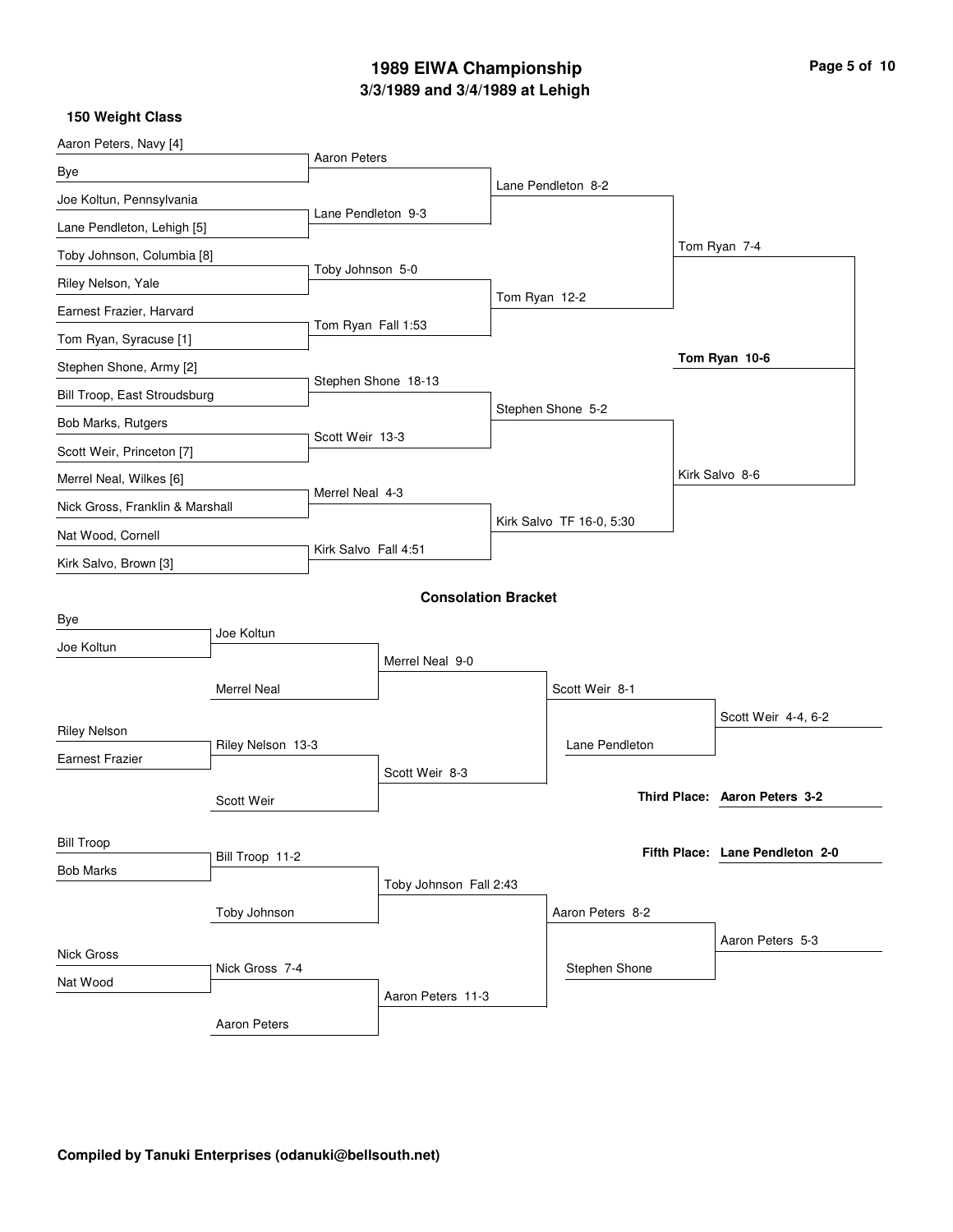# 1989 EIWA Championship

## 3/3/1989 and 3/4/1989 at Lehigh

### 150 Weight Class

**Championship Bracket**

First Round:
- Aaron Peters, Navy [4] vs Bye — Aaron Peters
- Joe Koltun, Pennsylvania vs Lane Pendleton, Lehigh [5] — Lane Pendleton 9-3
- Toby Johnson, Columbia [8] vs Riley Nelson, Yale — Toby Johnson 5-0
- Earnest Frazier, Harvard vs Tom Ryan, Syracuse [1] — Tom Ryan Fall 1:53
- Stephen Shone, Army [2] vs Bill Troop, East Stroudsburg — Stephen Shone 18-13
- Bob Marks, Rutgers vs Scott Weir, Princeton [7] — Scott Weir 13-3
- Merrel Neal, Wilkes [6] vs Nick Gross, Franklin & Marshall — Merrel Neal 4-3
- Nat Wood, Cornell vs Kirk Salvo, Brown [3] — Kirk Salvo Fall 4:51

Quarterfinals:
- Lane Pendleton 8-2
- Tom Ryan 12-2
- Stephen Shone 5-2
- Kirk Salvo TF 16-0, 5:30

Semifinals:
- Tom Ryan 7-4
- Kirk Salvo 8-6

Final:
- **Tom Ryan 10-6**

### Consolation Bracket

- Bye vs Joe Koltun — Joe Koltun
- Joe Koltun vs Merrel Neal — Merrel Neal 9-0
- Riley Nelson vs Earnest Frazier — Riley Nelson 13-3
- Riley Nelson vs Scott Weir — Scott Weir 8-3
- Merrel Neal vs Scott Weir — Scott Weir 8-1
- Scott Weir vs Lane Pendleton — Scott Weir 4-4, 6-2
- Bill Troop vs Bob Marks — Bill Troop 11-2
- Bill Troop vs Toby Johnson — Toby Johnson Fall 2:43
- Nick Gross vs Nat Wood — Nick Gross 7-4
- Nick Gross vs Aaron Peters — Aaron Peters 11-3
- Toby Johnson vs Aaron Peters — Aaron Peters 8-2
- Aaron Peters vs Stephen Shone — Aaron Peters 5-3

**Third Place: Aaron Peters 3-2**

**Fifth Place: Lane Pendleton 2-0**

**Compiled by Tanuki Enterprises (odanuki@bellsouth.net)**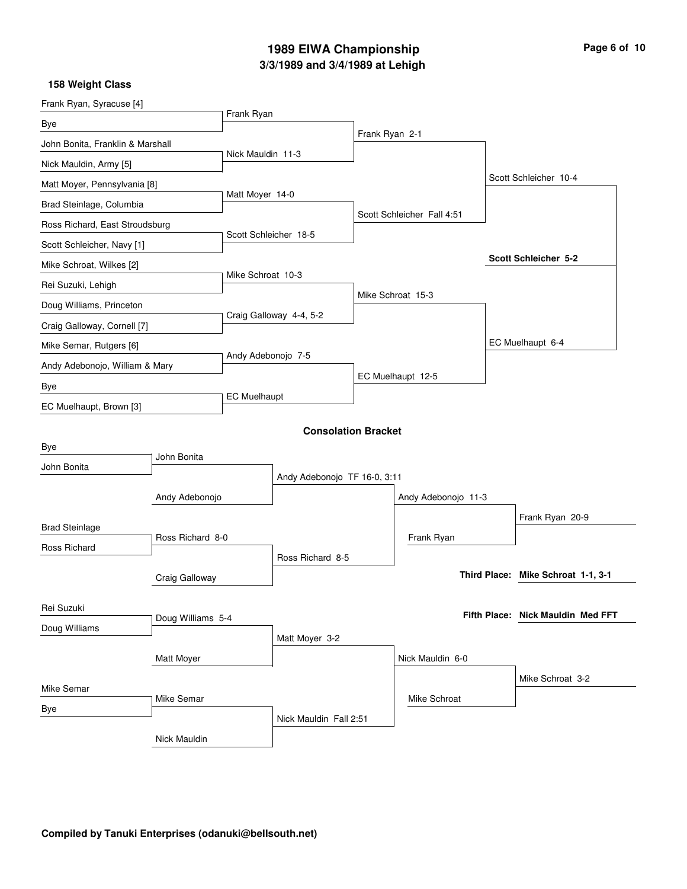# 1989 EIWA Championship

## 3/3/1989 and 3/4/1989 at Lehigh

### 158 Weight Class

**Championship Bracket**

First Round:
- Frank Ryan, Syracuse [4] vs Bye — Frank Ryan
- John Bonita, Franklin & Marshall vs Nick Mauldin, Army [5] — Nick Mauldin 11-3
- Matt Moyer, Pennsylvania [8] vs Brad Steinlage, Columbia — Matt Moyer 14-0
- Ross Richard, East Stroudsburg vs Scott Schleicher, Navy [1] — Scott Schleicher 18-5
- Mike Schroat, Wilkes [2] vs Rei Suzuki, Lehigh — Mike Schroat 10-3
- Doug Williams, Princeton vs Craig Galloway, Cornell [7] — Craig Galloway 4-4, 5-2
- Mike Semar, Rutgers [6] vs Andy Adebonojo, William & Mary — Andy Adebonojo 7-5
- Bye vs EC Muelhaupt, Brown [3] — EC Muelhaupt

Quarterfinals:
- Frank Ryan 2-1
- Scott Schleicher Fall 4:51
- Mike Schroat 15-3
- EC Muelhaupt 12-5

Semifinals:
- Scott Schleicher 10-4
- EC Muelhaupt 6-4

Final:
- **Scott Schleicher 5-2**

**Consolation Bracket**

- Bye vs John Bonita — John Bonita
- John Bonita vs Andy Adebonojo — Andy Adebonojo TF 16-0, 3:11
- Brad Steinlage vs Ross Richard — Ross Richard 8-0
- Ross Richard vs Craig Galloway — Ross Richard 8-5
- Andy Adebonojo vs Ross Richard — Andy Adebonojo 11-3
- Andy Adebonojo vs Frank Ryan — Frank Ryan 20-9
- Rei Suzuki vs Doug Williams — Doug Williams 5-4
- Doug Williams vs Matt Moyer — Matt Moyer 3-2
- Mike Semar vs Bye — Mike Semar
- Mike Semar vs Nick Mauldin — Nick Mauldin Fall 2:51
- Matt Moyer vs Nick Mauldin — Nick Mauldin 6-0
- Nick Mauldin vs Mike Schroat — Mike Schroat 3-2

**Third Place: Mike Schroat 1-1, 3-1**

**Fifth Place: Nick Mauldin Med FFT**

**Compiled by Tanuki Enterprises (odanuki@bellsouth.net)**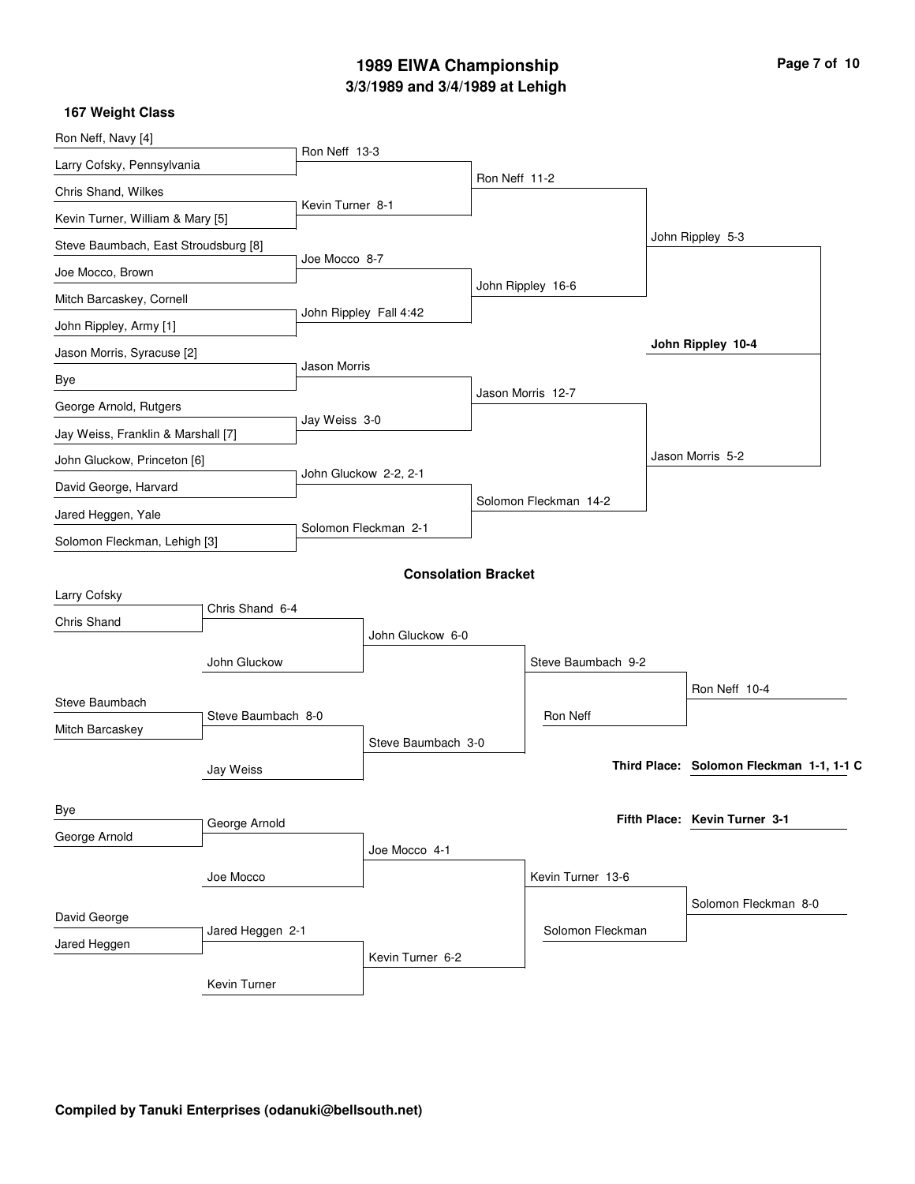# 1989 EIWA Championship
## 3/3/1989 and 3/4/1989 at Lehigh

### 167 Weight Class

**Championship Bracket**

| First Round | Quarterfinals | Semifinals | Finals |
|---|---|---|---|
| Ron Neff, Navy [4] | | | |
| Larry Cofsky, Pennsylvania | Ron Neff 13-3 | | |
| Chris Shand, Wilkes | | Ron Neff 11-2 | |
| Kevin Turner, William & Mary [5] | Kevin Turner 8-1 | | |
| Steve Baumbach, East Stroudsburg [8] | | | John Rippley 5-3 |
| Joe Mocco, Brown | Joe Mocco 8-7 | | |
| Mitch Barcaskey, Cornell | | John Rippley 16-6 | |
| John Rippley, Army [1] | John Rippley Fall 4:42 | | |
| Jason Morris, Syracuse [2] | | | **John Rippley 10-4** |
| Bye | Jason Morris | | |
| George Arnold, Rutgers | | Jason Morris 12-7 | |
| Jay Weiss, Franklin & Marshall [7] | Jay Weiss 3-0 | | |
| John Gluckow, Princeton [6] | | | Jason Morris 5-2 |
| David George, Harvard | John Gluckow 2-2, 2-1 | | |
| Jared Heggen, Yale | | Solomon Fleckman 14-2 | |
| Solomon Fleckman, Lehigh [3] | Solomon Fleckman 2-1 | | |

### Consolation Bracket

| Round 1 | Round 2 | Round 3 | Round 4 | Placement |
|---|---|---|---|---|
| Larry Cofsky | | | | |
| Chris Shand | Chris Shand 6-4 | | | |
| | John Gluckow | John Gluckow 6-0 | | |
| | | | Steve Baumbach 9-2 | |
| Steve Baumbach | | | | Ron Neff 10-4 |
| Mitch Barcaskey | Steve Baumbach 8-0 | | Ron Neff | |
| | Jay Weiss | Steve Baumbach 3-0 | | |
| Bye | | | | |
| George Arnold | George Arnold | | | |
| | Joe Mocco | Joe Mocco 4-1 | | |
| | | | Kevin Turner 13-6 | |
| David George | | | | Solomon Fleckman 8-0 |
| Jared Heggen | Jared Heggen 2-1 | | Solomon Fleckman | |
| | Kevin Turner | Kevin Turner 6-2 | | |

**Third Place:** **Solomon Fleckman 1-1, 1-1 C**

**Fifth Place:** **Kevin Turner 3-1**

**Compiled by Tanuki Enterprises (odanuki@bellsouth.net)**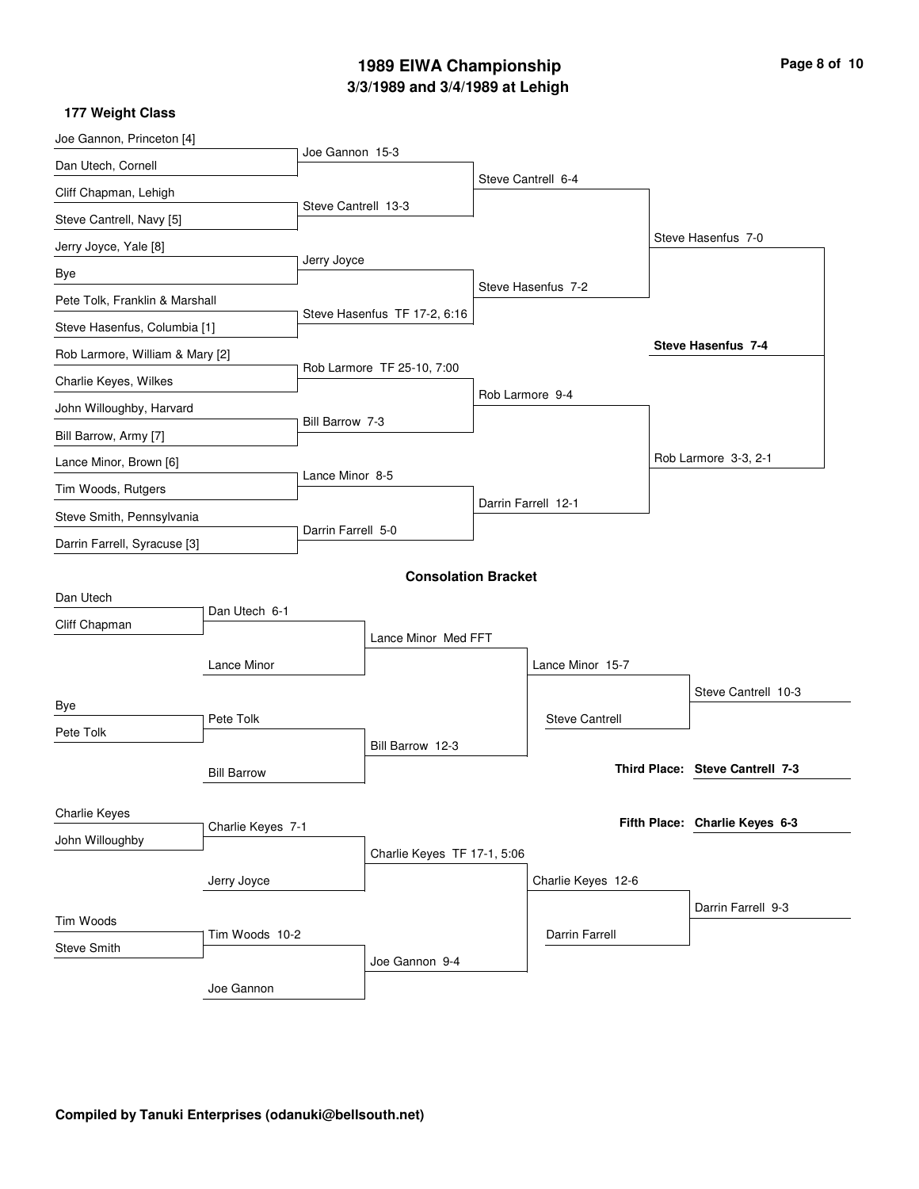# 1989 EIWA Championship

## 3/3/1989 and 3/4/1989 at Lehigh

### 177 Weight Class

#### Championship Bracket

| First Round | Quarterfinals | Semifinals | Finals |
| --- | --- | --- | --- |
| Joe Gannon, Princeton [4] | Joe Gannon 15-3 | Steve Cantrell 6-4 | Steve Hasenfus 7-0 |
| Dan Utech, Cornell | | | |
| Cliff Chapman, Lehigh | Steve Cantrell 13-3 | | |
| Steve Cantrell, Navy [5] | | | |
| Jerry Joyce, Yale [8] | Jerry Joyce | Steve Hasenfus 7-2 | |
| Bye | | | |
| Pete Tolk, Franklin & Marshall | Steve Hasenfus TF 17-2, 6:16 | | |
| Steve Hasenfus, Columbia [1] | | | |
| Rob Larmore, William & Mary [2] | Rob Larmore TF 25-10, 7:00 | Rob Larmore 9-4 | Rob Larmore 3-3, 2-1 |
| Charlie Keyes, Wilkes | | | |
| John Willoughby, Harvard | Bill Barrow 7-3 | | |
| Bill Barrow, Army [7] | | | |
| Lance Minor, Brown [6] | Lance Minor 8-5 | Darrin Farrell 12-1 | |
| Tim Woods, Rutgers | | | |
| Steve Smith, Pennsylvania | Darrin Farrell 5-0 | | |
| Darrin Farrell, Syracuse [3] | | | |

**Champion: Steve Hasenfus 7-4**

#### Consolation Bracket

| Round 1 | Round 2 | Round 3 | Round 4 | Final |
| --- | --- | --- | --- | --- |
| Dan Utech | Dan Utech 6-1 | Lance Minor Med FFT | Lance Minor 15-7 | Steve Cantrell 10-3 |
| Cliff Chapman | | | | |
| | Lance Minor | | | |
| Bye | Pete Tolk | Bill Barrow 12-3 | Steve Cantrell | |
| Pete Tolk | | | | |
| | Bill Barrow | | | |
| Charlie Keyes | Charlie Keyes 7-1 | Charlie Keyes TF 17-1, 5:06 | Charlie Keyes 12-6 | Darrin Farrell 9-3 |
| John Willoughby | | | | |
| | Jerry Joyce | | | |
| Tim Woods | Tim Woods 10-2 | Joe Gannon 9-4 | Darrin Farrell | |
| Steve Smith | | | | |
| | Joe Gannon | | | |

**Third Place: Steve Cantrell 7-3**

**Fifth Place: Charlie Keyes 6-3**

**Compiled by Tanuki Enterprises (odanuki@bellsouth.net)**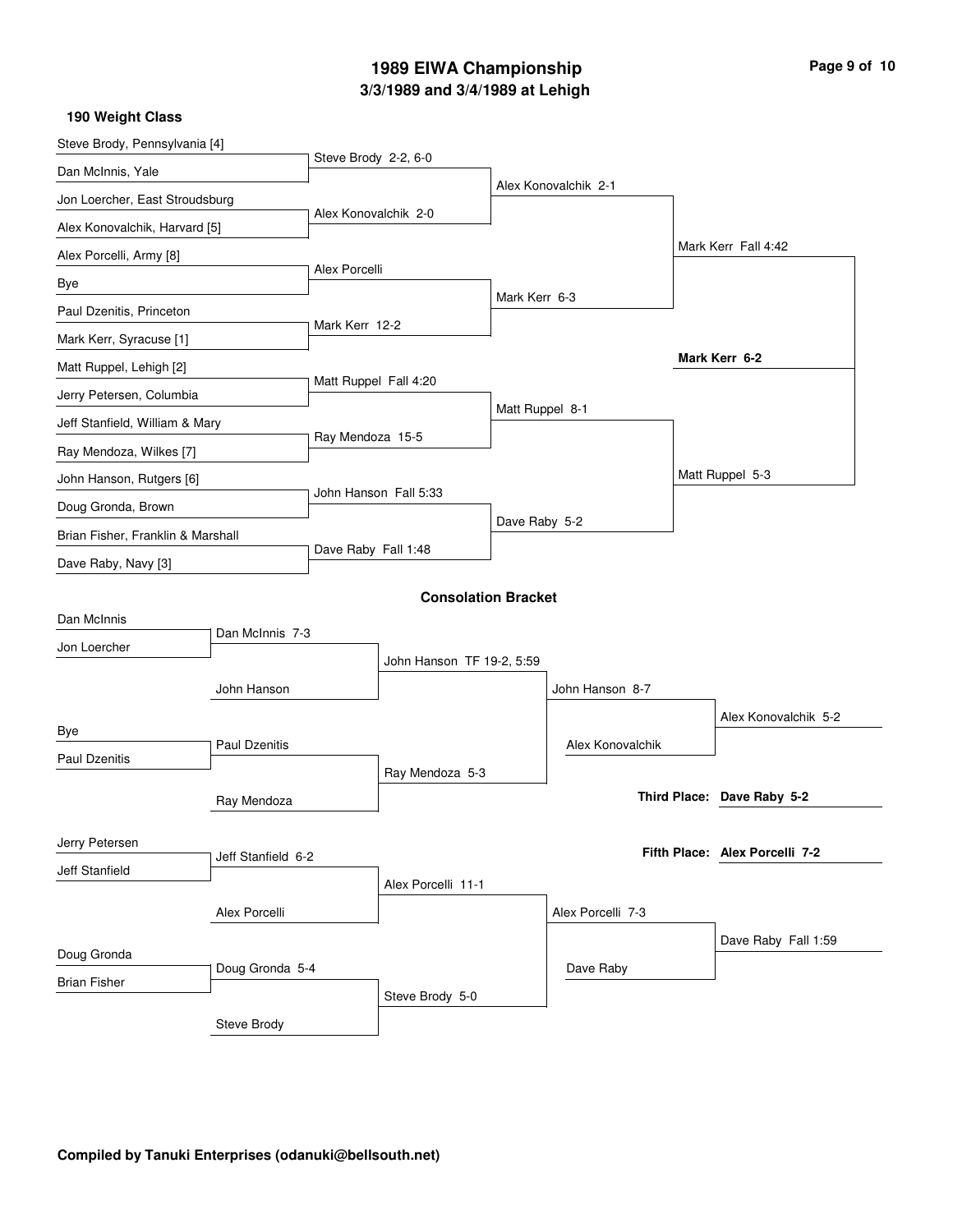# 1989 EIWA Championship

## 3/3/1989 and 3/4/1989 at Lehigh

### 190 Weight Class

**Championship Bracket**

| First Round | Quarterfinals | Semifinals | Finals |
| --- | --- | --- | --- |
| Steve Brody, Pennsylvania [4] | | | |
| | Steve Brody 2-2, 6-0 | | |
| Dan McInnis, Yale | | | |
| | | Alex Konovalchik 2-1 | |
| Jon Loercher, East Stroudsburg | | | |
| | Alex Konovalchik 2-0 | | |
| Alex Konovalchik, Harvard [5] | | | |
| | | | Mark Kerr Fall 4:42 |
| Alex Porcelli, Army [8] | | | |
| | Alex Porcelli | | |
| Bye | | | |
| | | Mark Kerr 6-3 | |
| Paul Dzenitis, Princeton | | | |
| | Mark Kerr 12-2 | | |
| Mark Kerr, Syracuse [1] | | | |
| | | | **Mark Kerr 6-2** |
| Matt Ruppel, Lehigh [2] | | | |
| | Matt Ruppel Fall 4:20 | | |
| Jerry Petersen, Columbia | | | |
| | | Matt Ruppel 8-1 | |
| Jeff Stanfield, William & Mary | | | |
| | Ray Mendoza 15-5 | | |
| Ray Mendoza, Wilkes [7] | | | |
| | | | Matt Ruppel 5-3 |
| John Hanson, Rutgers [6] | | | |
| | John Hanson Fall 5:33 | | |
| Doug Gronda, Brown | | | |
| | | Dave Raby 5-2 | |
| Brian Fisher, Franklin & Marshall | | | |
| | Dave Raby Fall 1:48 | | |
| Dave Raby, Navy [3] | | | |

**Consolation Bracket**

| Round 1 | Round 2 | Round 3 | Semifinals | Place Match |
| --- | --- | --- | --- | --- |
| Dan McInnis | | | | |
| | Dan McInnis 7-3 | | | |
| Jon Loercher | | | | |
| | | John Hanson TF 19-2, 5:59 | | |
| | John Hanson | | | |
| | | | John Hanson 8-7 | |
| | | | | Alex Konovalchik 5-2 |
| Bye | | | | |
| | Paul Dzenitis | | Alex Konovalchik | |
| Paul Dzenitis | | | | |
| | | Ray Mendoza 5-3 | | |
| | Ray Mendoza | | | |
| | | | | **Third Place: Dave Raby 5-2** |
| Jerry Petersen | | | | |
| | Jeff Stanfield 6-2 | | | **Fifth Place: Alex Porcelli 7-2** |
| Jeff Stanfield | | | | |
| | | Alex Porcelli 11-1 | | |
| | Alex Porcelli | | | |
| | | | Alex Porcelli 7-3 | |
| | | | | Dave Raby Fall 1:59 |
| Doug Gronda | | | | |
| | Doug Gronda 5-4 | | Dave Raby | |
| Brian Fisher | | | | |
| | | Steve Brody 5-0 | | |
| | Steve Brody | | | |

Compiled by Tanuki Enterprises (odanuki@bellsouth.net)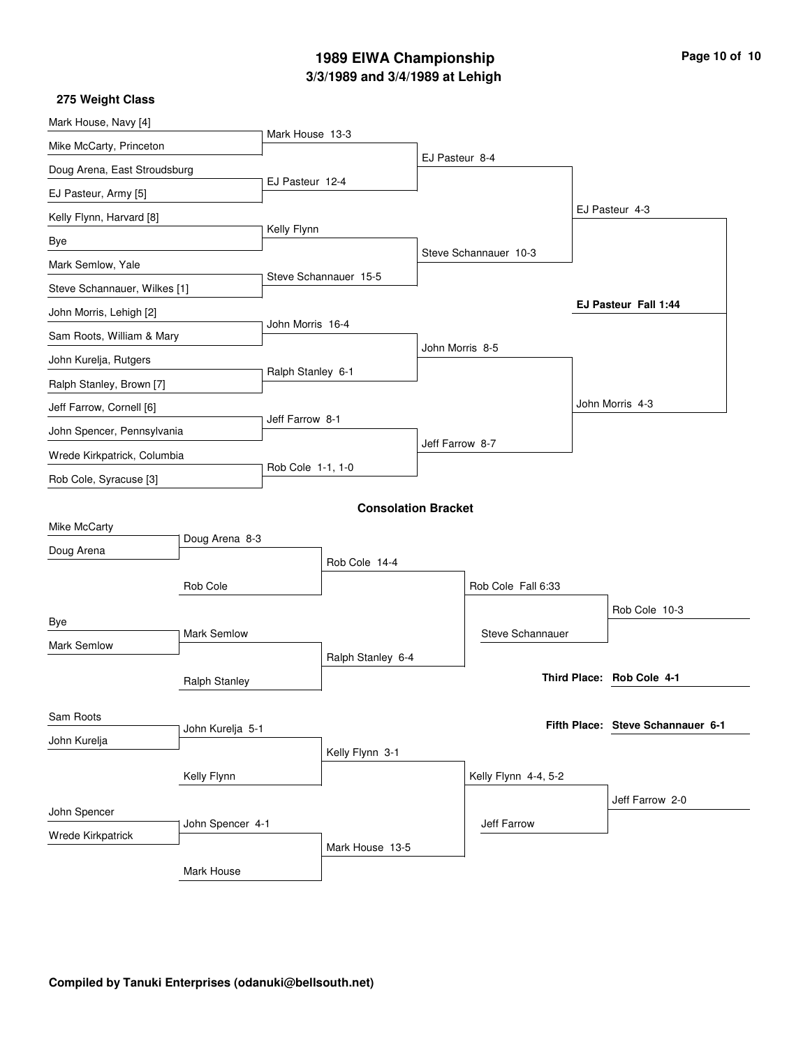# 1989 EIWA Championship

## 3/3/1989 and 3/4/1989 at Lehigh

### 275 Weight Class

Mark House, Navy [4]
Mike McCarty, Princeton
Doug Arena, East Stroudsburg
EJ Pasteur, Army [5]
Kelly Flynn, Harvard [8]
Bye
Mark Semlow, Yale
Steve Schannauer, Wilkes [1]
John Morris, Lehigh [2]
Sam Roots, William & Mary
John Kurelja, Rutgers
Ralph Stanley, Brown [7]
Jeff Farrow, Cornell [6]
John Spencer, Pennsylvania
Wrede Kirkpatrick, Columbia
Rob Cole, Syracuse [3]

Mark House 13-3
EJ Pasteur 12-4
Kelly Flynn
Steve Schannauer 15-5
John Morris 16-4
Ralph Stanley 6-1
Jeff Farrow 8-1
Rob Cole 1-1, 1-0

EJ Pasteur 8-4
Steve Schannauer 10-3
John Morris 8-5
Jeff Farrow 8-7

EJ Pasteur 4-3
John Morris 4-3

**EJ Pasteur Fall 1:44**

### Consolation Bracket

Mike McCarty
Doug Arena
Bye
Mark Semlow
Sam Roots
John Kurelja
John Spencer
Wrede Kirkpatrick

Doug Arena 8-3
Rob Cole
Mark Semlow
Ralph Stanley
John Kurelja 5-1
Kelly Flynn
John Spencer 4-1
Mark House

Rob Cole 14-4
Ralph Stanley 6-4
Kelly Flynn 3-1
Mark House 13-5

Rob Cole Fall 6:33
Steve Schannauer
Kelly Flynn 4-4, 5-2
Jeff Farrow

Rob Cole 10-3
Jeff Farrow 2-0

**Third Place: Rob Cole 4-1**

**Fifth Place: Steve Schannauer 6-1**

**Compiled by Tanuki Enterprises (odanuki@bellsouth.net)**